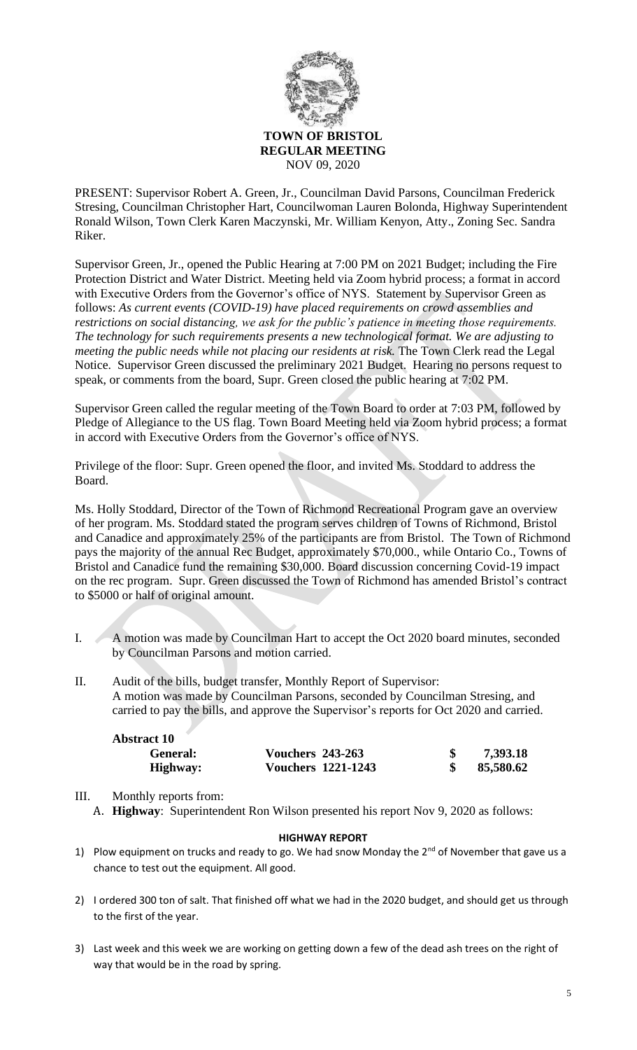**TOWN OF BRISTOL**
**REGULAR MEETING**
NOV 09, 2020

PRESENT: Supervisor Robert A. Green, Jr., Councilman David Parsons, Councilman Frederick Stresing, Councilman Christopher Hart, Councilwoman Lauren Bolonda, Highway Superintendent Ronald Wilson, Town Clerk Karen Maczynski, Mr. William Kenyon, Atty., Zoning Sec. Sandra Riker.

Supervisor Green, Jr., opened the Public Hearing at 7:00 PM on 2021 Budget; including the Fire Protection District and Water District. Meeting held via Zoom hybrid process; a format in accord with Executive Orders from the Governor's office of NYS. Statement by Supervisor Green as follows: *As current events (COVID-19) have placed requirements on crowd assemblies and restrictions on social distancing, we ask for the public's patience in meeting those requirements. The technology for such requirements presents a new technological format. We are adjusting to meeting the public needs while not placing our residents at risk.* The Town Clerk read the Legal Notice. Supervisor Green discussed the preliminary 2021 Budget. Hearing no persons request to speak, or comments from the board, Supr. Green closed the public hearing at 7:02 PM.

Supervisor Green called the regular meeting of the Town Board to order at 7:03 PM, followed by Pledge of Allegiance to the US flag. Town Board Meeting held via Zoom hybrid process; a format in accord with Executive Orders from the Governor's office of NYS.

Privilege of the floor: Supr. Green opened the floor, and invited Ms. Stoddard to address the Board.

Ms. Holly Stoddard, Director of the Town of Richmond Recreational Program gave an overview of her program. Ms. Stoddard stated the program serves children of Towns of Richmond, Bristol and Canadice and approximately 25% of the participants are from Bristol. The Town of Richmond pays the majority of the annual Rec Budget, approximately $70,000., while Ontario Co., Towns of Bristol and Canadice fund the remaining $30,000. Board discussion concerning Covid-19 impact on the rec program. Supr. Green discussed the Town of Richmond has amended Bristol's contract to $5000 or half of original amount.

I. A motion was made by Councilman Hart to accept the Oct 2020 board minutes, seconded by Councilman Parsons and motion carried.

II. Audit of the bills, budget transfer, Monthly Report of Supervisor:
A motion was made by Councilman Parsons, seconded by Councilman Stresing, and carried to pay the bills, and approve the Supervisor's reports for Oct 2020 and carried.

**Abstract 10**

| | | | |
|---|---|---|---|
| **General:** | **Vouchers 243-263** | **$** | **7,393.18** |
| **Highway:** | **Vouchers 1221-1243** | **$** | **85,580.62** |

III. Monthly reports from:
A. **Highway**: Superintendent Ron Wilson presented his report Nov 9, 2020 as follows:

**HIGHWAY REPORT**

1) Plow equipment on trucks and ready to go. We had snow Monday the 2nd of November that gave us a chance to test out the equipment. All good.

2) I ordered 300 ton of salt. That finished off what we had in the 2020 budget, and should get us through to the first of the year.

3) Last week and this week we are working on getting down a few of the dead ash trees on the right of way that would be in the road by spring.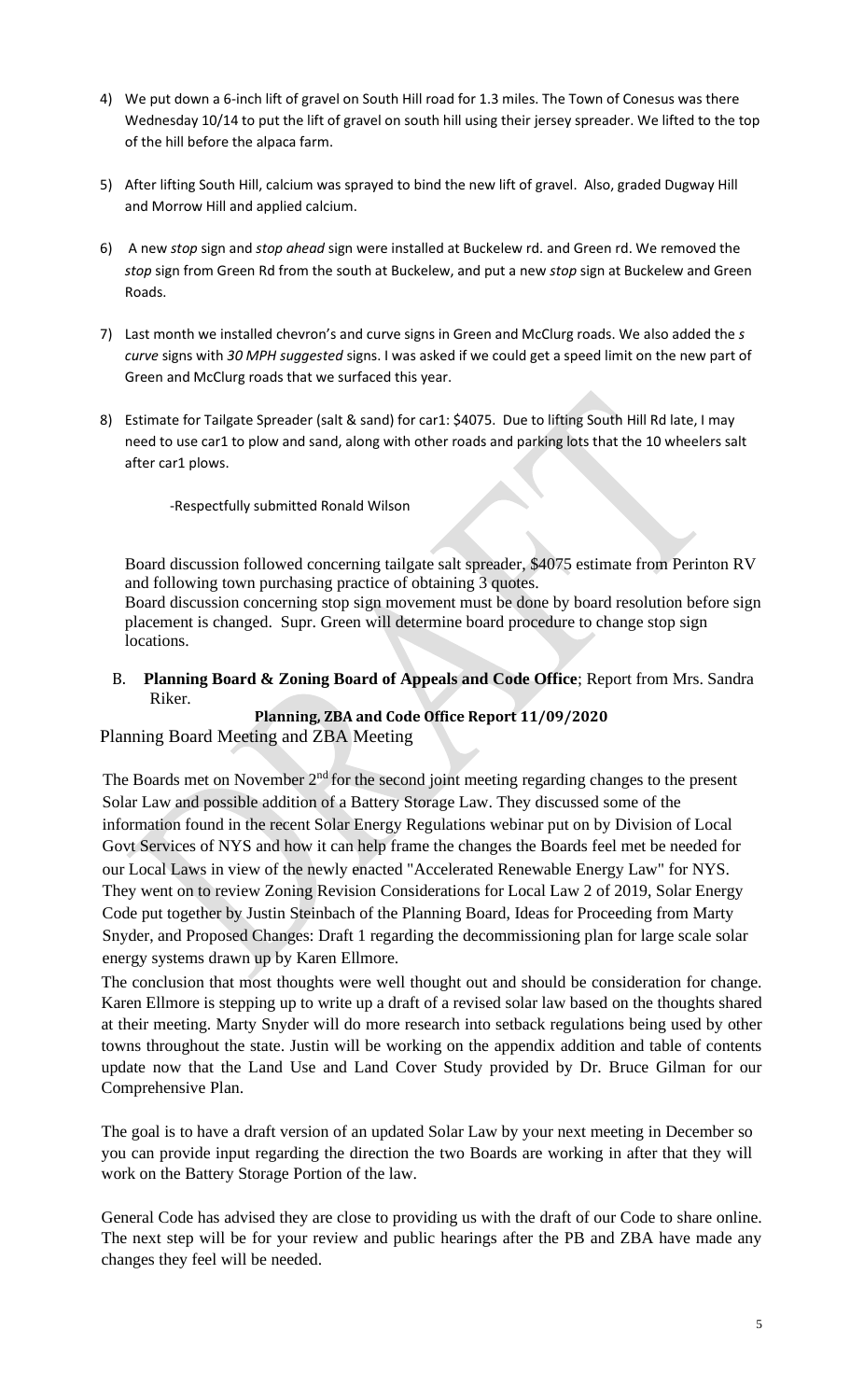4) We put down a 6-inch lift of gravel on South Hill road for 1.3 miles. The Town of Conesus was there Wednesday 10/14 to put the lift of gravel on south hill using their jersey spreader. We lifted to the top of the hill before the alpaca farm.

5) After lifting South Hill, calcium was sprayed to bind the new lift of gravel. Also, graded Dugway Hill and Morrow Hill and applied calcium.

6) A new *stop* sign and *stop ahead* sign were installed at Buckelew rd. and Green rd. We removed the *stop* sign from Green Rd from the south at Buckelew, and put a new *stop* sign at Buckelew and Green Roads.

7) Last month we installed chevron's and curve signs in Green and McClurg roads. We also added the *s curve* signs with *30 MPH suggested* signs. I was asked if we could get a speed limit on the new part of Green and McClurg roads that we surfaced this year.

8) Estimate for Tailgate Spreader (salt & sand) for car1: $4075. Due to lifting South Hill Rd late, I may need to use car1 to plow and sand, along with other roads and parking lots that the 10 wheelers salt after car1 plows.

-Respectfully submitted Ronald Wilson

Board discussion followed concerning tailgate salt spreader, $4075 estimate from Perinton RV and following town purchasing practice of obtaining 3 quotes.
Board discussion concerning stop sign movement must be done by board resolution before sign placement is changed. Supr. Green will determine board procedure to change stop sign locations.

B. **Planning Board & Zoning Board of Appeals and Code Office**; Report from Mrs. Sandra Riker.

**Planning, ZBA and Code Office Report 11/09/2020**

Planning Board Meeting and ZBA Meeting

The Boards met on November 2nd for the second joint meeting regarding changes to the present Solar Law and possible addition of a Battery Storage Law. They discussed some of the information found in the recent Solar Energy Regulations webinar put on by Division of Local Govt Services of NYS and how it can help frame the changes the Boards feel met be needed for our Local Laws in view of the newly enacted "Accelerated Renewable Energy Law" for NYS. They went on to review Zoning Revision Considerations for Local Law 2 of 2019, Solar Energy Code put together by Justin Steinbach of the Planning Board, Ideas for Proceeding from Marty Snyder, and Proposed Changes: Draft 1 regarding the decommissioning plan for large scale solar energy systems drawn up by Karen Ellmore.

The conclusion that most thoughts were well thought out and should be consideration for change. Karen Ellmore is stepping up to write up a draft of a revised solar law based on the thoughts shared at their meeting. Marty Snyder will do more research into setback regulations being used by other towns throughout the state. Justin will be working on the appendix addition and table of contents update now that the Land Use and Land Cover Study provided by Dr. Bruce Gilman for our Comprehensive Plan.

The goal is to have a draft version of an updated Solar Law by your next meeting in December so you can provide input regarding the direction the two Boards are working in after that they will work on the Battery Storage Portion of the law.

General Code has advised they are close to providing us with the draft of our Code to share online. The next step will be for your review and public hearings after the PB and ZBA have made any changes they feel will be needed.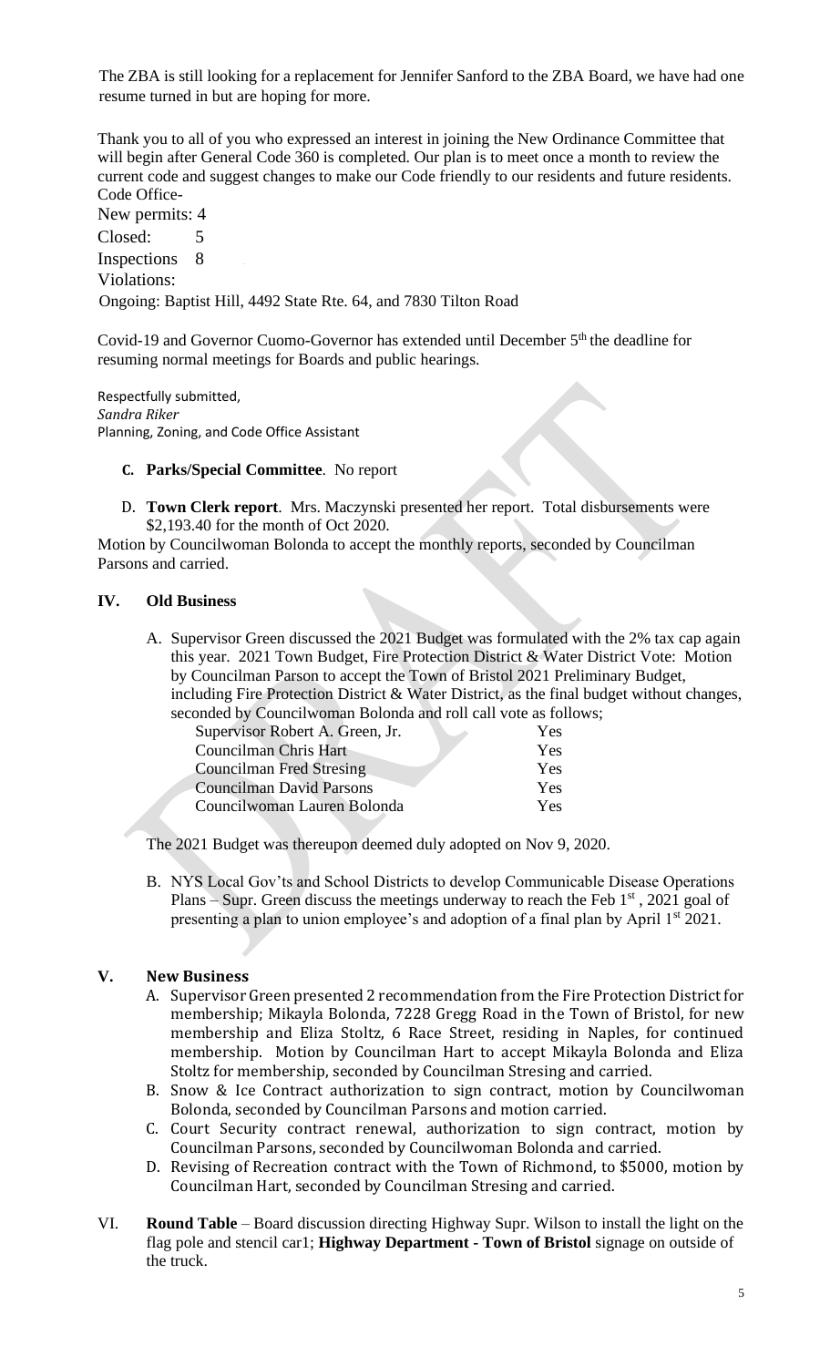The ZBA is still looking for a replacement for Jennifer Sanford to the ZBA Board, we have had one resume turned in but are hoping for more.

Thank you to all of you who expressed an interest in joining the New Ordinance Committee that will begin after General Code 360 is completed. Our plan is to meet once a month to review the current code and suggest changes to make our Code friendly to our residents and future residents.

Code Office-

New permits: 4

Closed: 5

Inspections 8

Violations:

Ongoing: Baptist Hill, 4492 State Rte. 64, and 7830 Tilton Road

Covid-19 and Governor Cuomo-Governor has extended until December 5th the deadline for resuming normal meetings for Boards and public hearings.

Respectfully submitted,
*Sandra Riker*
Planning, Zoning, and Code Office Assistant

C. **Parks/Special Committee**. No report

D. **Town Clerk report**. Mrs. Maczynski presented her report. Total disbursements were $2,193.40 for the month of Oct 2020.

Motion by Councilwoman Bolonda to accept the monthly reports, seconded by Councilman Parsons and carried.

## IV. Old Business

A. Supervisor Green discussed the 2021 Budget was formulated with the 2% tax cap again this year. 2021 Town Budget, Fire Protection District & Water District Vote: Motion by Councilman Parson to accept the Town of Bristol 2021 Preliminary Budget, including Fire Protection District & Water District, as the final budget without changes, seconded by Councilwoman Bolonda and roll call vote as follows;

| | |
|---|---|
| Supervisor Robert A. Green, Jr. | Yes |
| Councilman Chris Hart | Yes |
| Councilman Fred Stresing | Yes |
| Councilman David Parsons | Yes |
| Councilwoman Lauren Bolonda | Yes |

The 2021 Budget was thereupon deemed duly adopted on Nov 9, 2020.

B. NYS Local Gov'ts and School Districts to develop Communicable Disease Operations Plans – Supr. Green discuss the meetings underway to reach the Feb 1st, 2021 goal of presenting a plan to union employee's and adoption of a final plan by April 1st 2021.

## V. New Business

A. Supervisor Green presented 2 recommendation from the Fire Protection District for membership; Mikayla Bolonda, 7228 Gregg Road in the Town of Bristol, for new membership and Eliza Stoltz, 6 Race Street, residing in Naples, for continued membership. Motion by Councilman Hart to accept Mikayla Bolonda and Eliza Stoltz for membership, seconded by Councilman Stresing and carried.

B. Snow & Ice Contract authorization to sign contract, motion by Councilwoman Bolonda, seconded by Councilman Parsons and motion carried.

C. Court Security contract renewal, authorization to sign contract, motion by Councilman Parsons, seconded by Councilwoman Bolonda and carried.

D. Revising of Recreation contract with the Town of Richmond, to $5000, motion by Councilman Hart, seconded by Councilman Stresing and carried.

VI. **Round Table** – Board discussion directing Highway Supr. Wilson to install the light on the flag pole and stencil car1; **Highway Department - Town of Bristol** signage on outside of the truck.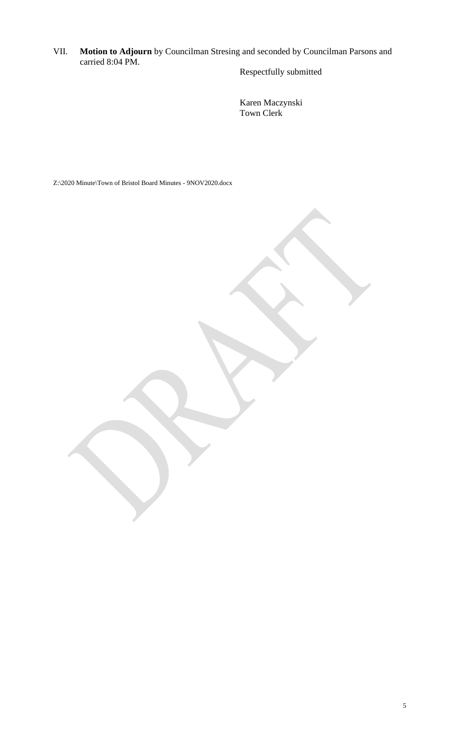VII. **Motion to Adjourn** by Councilman Stresing and seconded by Councilman Parsons and carried 8:04 PM.

Respectfully submitted

Karen Maczynski
Town Clerk

Z:\2020 Minute\Town of Bristol Board Minutes - 9NOV2020.docx

DRAFT